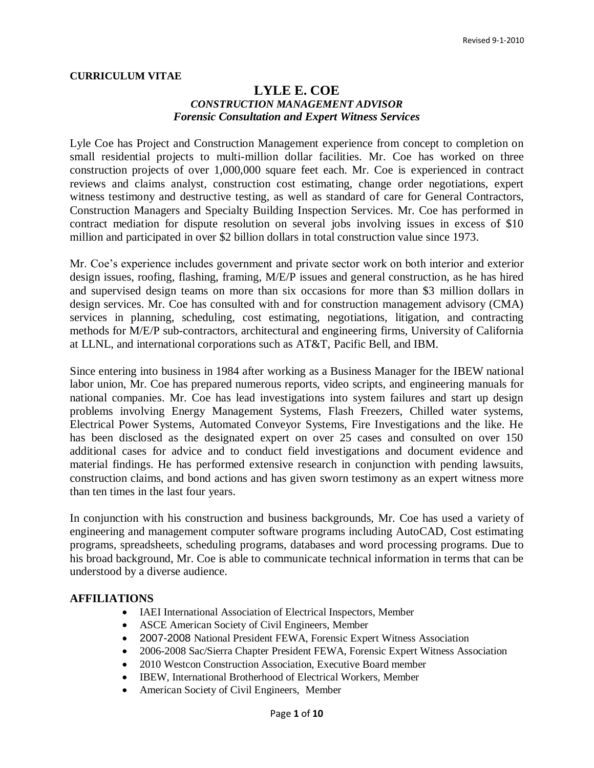**CURRICULUM VITAE**

# LYLE E. COE

***CONSTRUCTION MANAGEMENT ADVISOR***

***Forensic Consultation and Expert Witness Services***

Lyle Coe has Project and Construction Management experience from concept to completion on small residential projects to multi-million dollar facilities. Mr. Coe has worked on three construction projects of over 1,000,000 square feet each. Mr. Coe is experienced in contract reviews and claims analyst, construction cost estimating, change order negotiations, expert witness testimony and destructive testing, as well as standard of care for General Contractors, Construction Managers and Specialty Building Inspection Services. Mr. Coe has performed in contract mediation for dispute resolution on several jobs involving issues in excess of $10 million and participated in over $2 billion dollars in total construction value since 1973.

Mr. Coe's experience includes government and private sector work on both interior and exterior design issues, roofing, flashing, framing, M/E/P issues and general construction, as he has hired and supervised design teams on more than six occasions for more than $3 million dollars in design services. Mr. Coe has consulted with and for construction management advisory (CMA) services in planning, scheduling, cost estimating, negotiations, litigation, and contracting methods for M/E/P sub-contractors, architectural and engineering firms, University of California at LLNL, and international corporations such as AT&T, Pacific Bell, and IBM.

Since entering into business in 1984 after working as a Business Manager for the IBEW national labor union, Mr. Coe has prepared numerous reports, video scripts, and engineering manuals for national companies. Mr. Coe has lead investigations into system failures and start up design problems involving Energy Management Systems, Flash Freezers, Chilled water systems, Electrical Power Systems, Automated Conveyor Systems, Fire Investigations and the like. He has been disclosed as the designated expert on over 25 cases and consulted on over 150 additional cases for advice and to conduct field investigations and document evidence and material findings. He has performed extensive research in conjunction with pending lawsuits, construction claims, and bond actions and has given sworn testimony as an expert witness more than ten times in the last four years.

In conjunction with his construction and business backgrounds, Mr. Coe has used a variety of engineering and management computer software programs including AutoCAD, Cost estimating programs, spreadsheets, scheduling programs, databases and word processing programs. Due to his broad background, Mr. Coe is able to communicate technical information in terms that can be understood by a diverse audience.

## AFFILIATIONS

- IAEI International Association of Electrical Inspectors, Member
- ASCE American Society of Civil Engineers, Member
- 2007-2008 National President FEWA, Forensic Expert Witness Association
- 2006-2008 Sac/Sierra Chapter President FEWA, Forensic Expert Witness Association
- 2010 Westcon Construction Association, Executive Board member
- IBEW, International Brotherhood of Electrical Workers, Member
- American Society of Civil Engineers, Member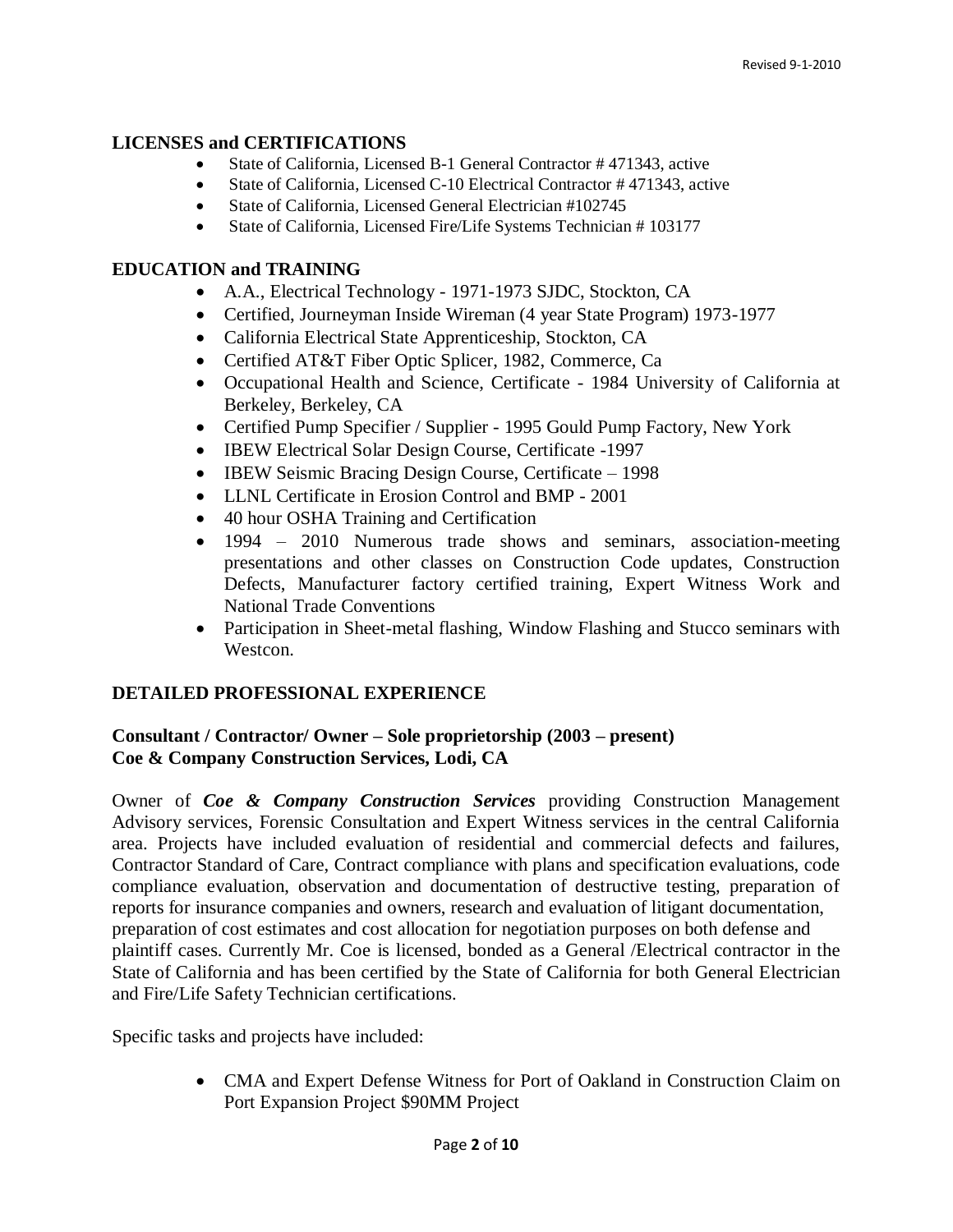## LICENSES and CERTIFICATIONS

- State of California, Licensed B-1 General Contractor # 471343, active
- State of California, Licensed C-10 Electrical Contractor # 471343, active
- State of California, Licensed General Electrician #102745
- State of California, Licensed Fire/Life Systems Technician # 103177

## EDUCATION and TRAINING

- A.A., Electrical Technology - 1971-1973 SJDC, Stockton, CA
- Certified, Journeyman Inside Wireman (4 year State Program) 1973-1977
- California Electrical State Apprenticeship, Stockton, CA
- Certified AT&T Fiber Optic Splicer, 1982, Commerce, Ca
- Occupational Health and Science, Certificate - 1984 University of California at Berkeley, Berkeley, CA
- Certified Pump Specifier / Supplier - 1995 Gould Pump Factory, New York
- IBEW Electrical Solar Design Course, Certificate -1997
- IBEW Seismic Bracing Design Course, Certificate – 1998
- LLNL Certificate in Erosion Control and BMP - 2001
- 40 hour OSHA Training and Certification
- 1994 – 2010 Numerous trade shows and seminars, association-meeting presentations and other classes on Construction Code updates, Construction Defects, Manufacturer factory certified training, Expert Witness Work and National Trade Conventions
- Participation in Sheet-metal flashing, Window Flashing and Stucco seminars with Westcon.

## DETAILED PROFESSIONAL EXPERIENCE

### Consultant / Contractor/ Owner – Sole proprietorship (2003 – present)
### Coe & Company Construction Services, Lodi, CA

Owner of ***Coe & Company Construction Services*** providing Construction Management Advisory services, Forensic Consultation and Expert Witness services in the central California area. Projects have included evaluation of residential and commercial defects and failures, Contractor Standard of Care, Contract compliance with plans and specification evaluations, code compliance evaluation, observation and documentation of destructive testing, preparation of reports for insurance companies and owners, research and evaluation of litigant documentation, preparation of cost estimates and cost allocation for negotiation purposes on both defense and plaintiff cases. Currently Mr. Coe is licensed, bonded as a General /Electrical contractor in the State of California and has been certified by the State of California for both General Electrician and Fire/Life Safety Technician certifications.

Specific tasks and projects have included:

- CMA and Expert Defense Witness for Port of Oakland in Construction Claim on Port Expansion Project $90MM Project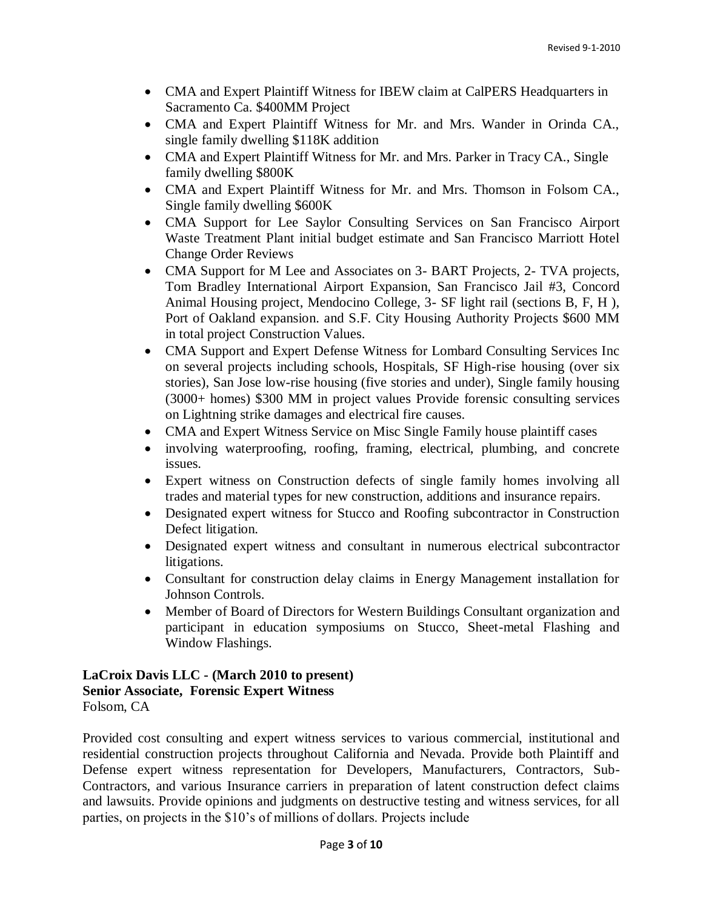- CMA and Expert Plaintiff Witness for IBEW claim at CalPERS Headquarters in Sacramento Ca. $400MM Project
- CMA and Expert Plaintiff Witness for Mr. and Mrs. Wander in Orinda CA., single family dwelling $118K addition
- CMA and Expert Plaintiff Witness for Mr. and Mrs. Parker in Tracy CA., Single family dwelling $800K
- CMA and Expert Plaintiff Witness for Mr. and Mrs. Thomson in Folsom CA., Single family dwelling $600K
- CMA Support for Lee Saylor Consulting Services on San Francisco Airport Waste Treatment Plant initial budget estimate and San Francisco Marriott Hotel Change Order Reviews
- CMA Support for M Lee and Associates on 3- BART Projects, 2- TVA projects, Tom Bradley International Airport Expansion, San Francisco Jail #3, Concord Animal Housing project, Mendocino College, 3- SF light rail (sections B, F, H ), Port of Oakland expansion. and S.F. City Housing Authority Projects $600 MM in total project Construction Values.
- CMA Support and Expert Defense Witness for Lombard Consulting Services Inc on several projects including schools, Hospitals, SF High-rise housing (over six stories), San Jose low-rise housing (five stories and under), Single family housing (3000+ homes) $300 MM in project values Provide forensic consulting services on Lightning strike damages and electrical fire causes.
- CMA and Expert Witness Service on Misc Single Family house plaintiff cases
- involving waterproofing, roofing, framing, electrical, plumbing, and concrete issues.
- Expert witness on Construction defects of single family homes involving all trades and material types for new construction, additions and insurance repairs.
- Designated expert witness for Stucco and Roofing subcontractor in Construction Defect litigation.
- Designated expert witness and consultant in numerous electrical subcontractor litigations.
- Consultant for construction delay claims in Energy Management installation for Johnson Controls.
- Member of Board of Directors for Western Buildings Consultant organization and participant in education symposiums on Stucco, Sheet-metal Flashing and Window Flashings.

**LaCroix Davis LLC - (March 2010 to present)**
**Senior Associate, Forensic Expert Witness**
Folsom, CA

Provided cost consulting and expert witness services to various commercial, institutional and residential construction projects throughout California and Nevada. Provide both Plaintiff and Defense expert witness representation for Developers, Manufacturers, Contractors, Sub-Contractors, and various Insurance carriers in preparation of latent construction defect claims and lawsuits. Provide opinions and judgments on destructive testing and witness services, for all parties, on projects in the $10's of millions of dollars. Projects include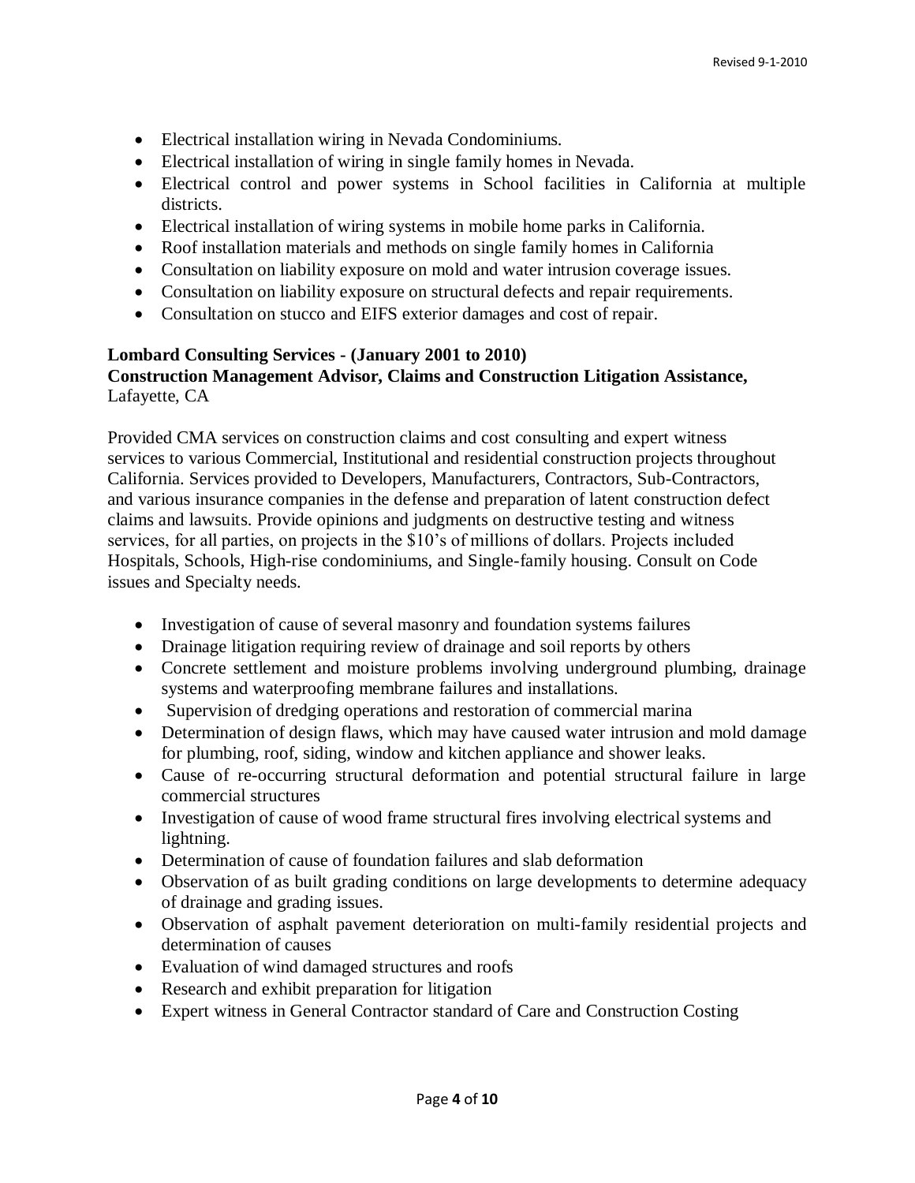- Electrical installation wiring in Nevada Condominiums.
- Electrical installation of wiring in single family homes in Nevada.
- Electrical control and power systems in School facilities in California at multiple districts.
- Electrical installation of wiring systems in mobile home parks in California.
- Roof installation materials and methods on single family homes in California
- Consultation on liability exposure on mold and water intrusion coverage issues.
- Consultation on liability exposure on structural defects and repair requirements.
- Consultation on stucco and EIFS exterior damages and cost of repair.

**Lombard Consulting Services - (January 2001 to 2010)**
**Construction Management Advisor, Claims and Construction Litigation Assistance,**
Lafayette, CA

Provided CMA services on construction claims and cost consulting and expert witness services to various Commercial, Institutional and residential construction projects throughout California. Services provided to Developers, Manufacturers, Contractors, Sub-Contractors, and various insurance companies in the defense and preparation of latent construction defect claims and lawsuits. Provide opinions and judgments on destructive testing and witness services, for all parties, on projects in the $10's of millions of dollars. Projects included Hospitals, Schools, High-rise condominiums, and Single-family housing. Consult on Code issues and Specialty needs.

- Investigation of cause of several masonry and foundation systems failures
- Drainage litigation requiring review of drainage and soil reports by others
- Concrete settlement and moisture problems involving underground plumbing, drainage systems and waterproofing membrane failures and installations.
- Supervision of dredging operations and restoration of commercial marina
- Determination of design flaws, which may have caused water intrusion and mold damage for plumbing, roof, siding, window and kitchen appliance and shower leaks.
- Cause of re-occurring structural deformation and potential structural failure in large commercial structures
- Investigation of cause of wood frame structural fires involving electrical systems and lightning.
- Determination of cause of foundation failures and slab deformation
- Observation of as built grading conditions on large developments to determine adequacy of drainage and grading issues.
- Observation of asphalt pavement deterioration on multi-family residential projects and determination of causes
- Evaluation of wind damaged structures and roofs
- Research and exhibit preparation for litigation
- Expert witness in General Contractor standard of Care and Construction Costing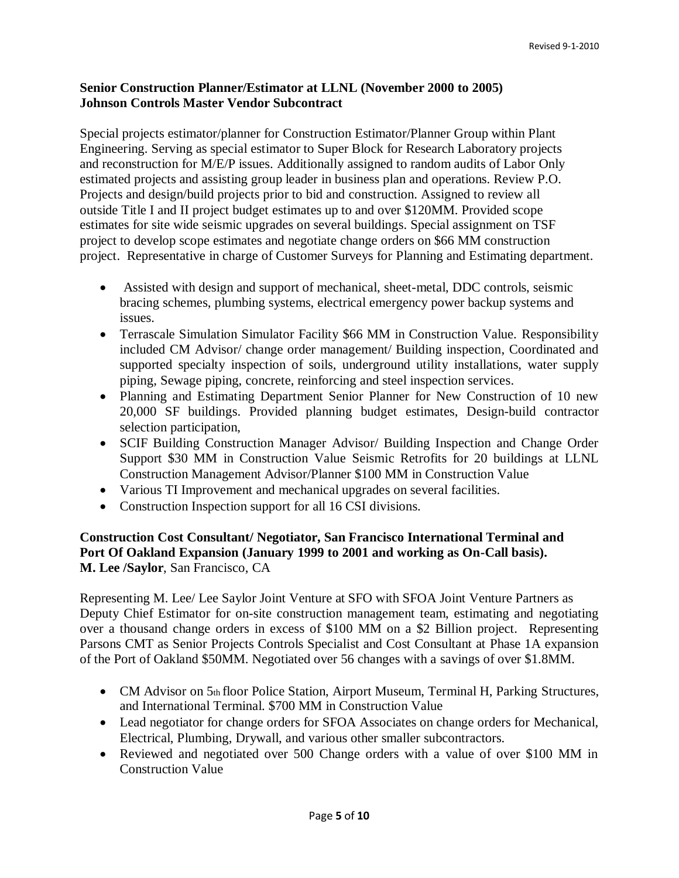**Senior Construction Planner/Estimator at LLNL (November 2000 to 2005)**
**Johnson Controls Master Vendor Subcontract**

Special projects estimator/planner for Construction Estimator/Planner Group within Plant Engineering. Serving as special estimator to Super Block for Research Laboratory projects and reconstruction for M/E/P issues. Additionally assigned to random audits of Labor Only estimated projects and assisting group leader in business plan and operations. Review P.O. Projects and design/build projects prior to bid and construction. Assigned to review all outside Title I and II project budget estimates up to and over $120MM. Provided scope estimates for site wide seismic upgrades on several buildings. Special assignment on TSF project to develop scope estimates and negotiate change orders on $66 MM construction project. Representative in charge of Customer Surveys for Planning and Estimating department.

- Assisted with design and support of mechanical, sheet-metal, DDC controls, seismic bracing schemes, plumbing systems, electrical emergency power backup systems and issues.
- Terrascale Simulation Simulator Facility $66 MM in Construction Value. Responsibility included CM Advisor/ change order management/ Building inspection, Coordinated and supported specialty inspection of soils, underground utility installations, water supply piping, Sewage piping, concrete, reinforcing and steel inspection services.
- Planning and Estimating Department Senior Planner for New Construction of 10 new 20,000 SF buildings. Provided planning budget estimates, Design-build contractor selection participation,
- SCIF Building Construction Manager Advisor/ Building Inspection and Change Order Support $30 MM in Construction Value Seismic Retrofits for 20 buildings at LLNL Construction Management Advisor/Planner $100 MM in Construction Value
- Various TI Improvement and mechanical upgrades on several facilities.
- Construction Inspection support for all 16 CSI divisions.

**Construction Cost Consultant/ Negotiator, San Francisco International Terminal and Port Of Oakland Expansion (January 1999 to 2001 and working as On-Call basis).**
**M. Lee /Saylor**, San Francisco, CA

Representing M. Lee/ Lee Saylor Joint Venture at SFO with SFOA Joint Venture Partners as Deputy Chief Estimator for on-site construction management team, estimating and negotiating over a thousand change orders in excess of $100 MM on a $2 Billion project. Representing Parsons CMT as Senior Projects Controls Specialist and Cost Consultant at Phase 1A expansion of the Port of Oakland $50MM. Negotiated over 56 changes with a savings of over $1.8MM.

- CM Advisor on 5th floor Police Station, Airport Museum, Terminal H, Parking Structures, and International Terminal. $700 MM in Construction Value
- Lead negotiator for change orders for SFOA Associates on change orders for Mechanical, Electrical, Plumbing, Drywall, and various other smaller subcontractors.
- Reviewed and negotiated over 500 Change orders with a value of over $100 MM in Construction Value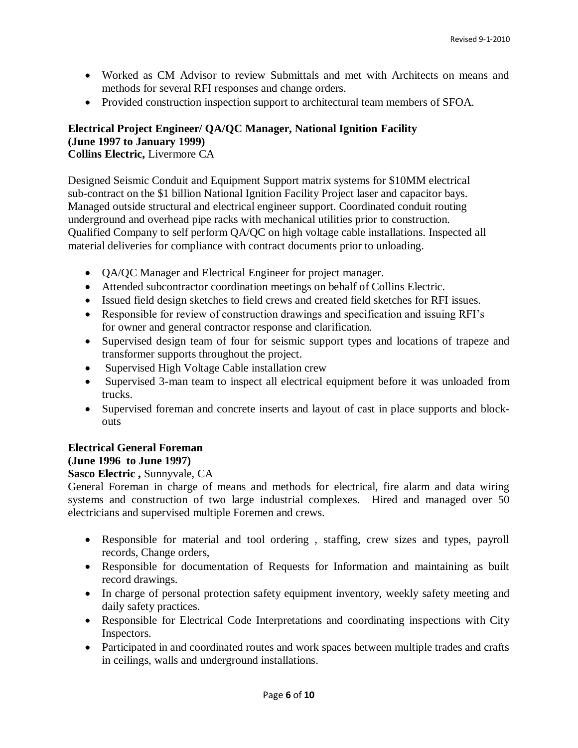- Worked as CM Advisor to review Submittals and met with Architects on means and methods for several RFI responses and change orders.
- Provided construction inspection support to architectural team members of SFOA.

**Electrical Project Engineer/ QA/QC Manager, National Ignition Facility**
**(June 1997 to January 1999)**
**Collins Electric,** Livermore CA

Designed Seismic Conduit and Equipment Support matrix systems for $10MM electrical sub-contract on the $1 billion National Ignition Facility Project laser and capacitor bays. Managed outside structural and electrical engineer support. Coordinated conduit routing underground and overhead pipe racks with mechanical utilities prior to construction. Qualified Company to self perform QA/QC on high voltage cable installations. Inspected all material deliveries for compliance with contract documents prior to unloading.

- QA/QC Manager and Electrical Engineer for project manager.
- Attended subcontractor coordination meetings on behalf of Collins Electric.
- Issued field design sketches to field crews and created field sketches for RFI issues.
- Responsible for review of construction drawings and specification and issuing RFI's for owner and general contractor response and clarification.
- Supervised design team of four for seismic support types and locations of trapeze and transformer supports throughout the project.
- Supervised High Voltage Cable installation crew
- Supervised 3-man team to inspect all electrical equipment before it was unloaded from trucks.
- Supervised foreman and concrete inserts and layout of cast in place supports and block-outs

**Electrical General Foreman**
**(June 1996 to June 1997)**
**Sasco Electric ,** Sunnyvale, CA

General Foreman in charge of means and methods for electrical, fire alarm and data wiring systems and construction of two large industrial complexes. Hired and managed over 50 electricians and supervised multiple Foremen and crews.

- Responsible for material and tool ordering , staffing, crew sizes and types, payroll records, Change orders,
- Responsible for documentation of Requests for Information and maintaining as built record drawings.
- In charge of personal protection safety equipment inventory, weekly safety meeting and daily safety practices.
- Responsible for Electrical Code Interpretations and coordinating inspections with City Inspectors.
- Participated in and coordinated routes and work spaces between multiple trades and crafts in ceilings, walls and underground installations.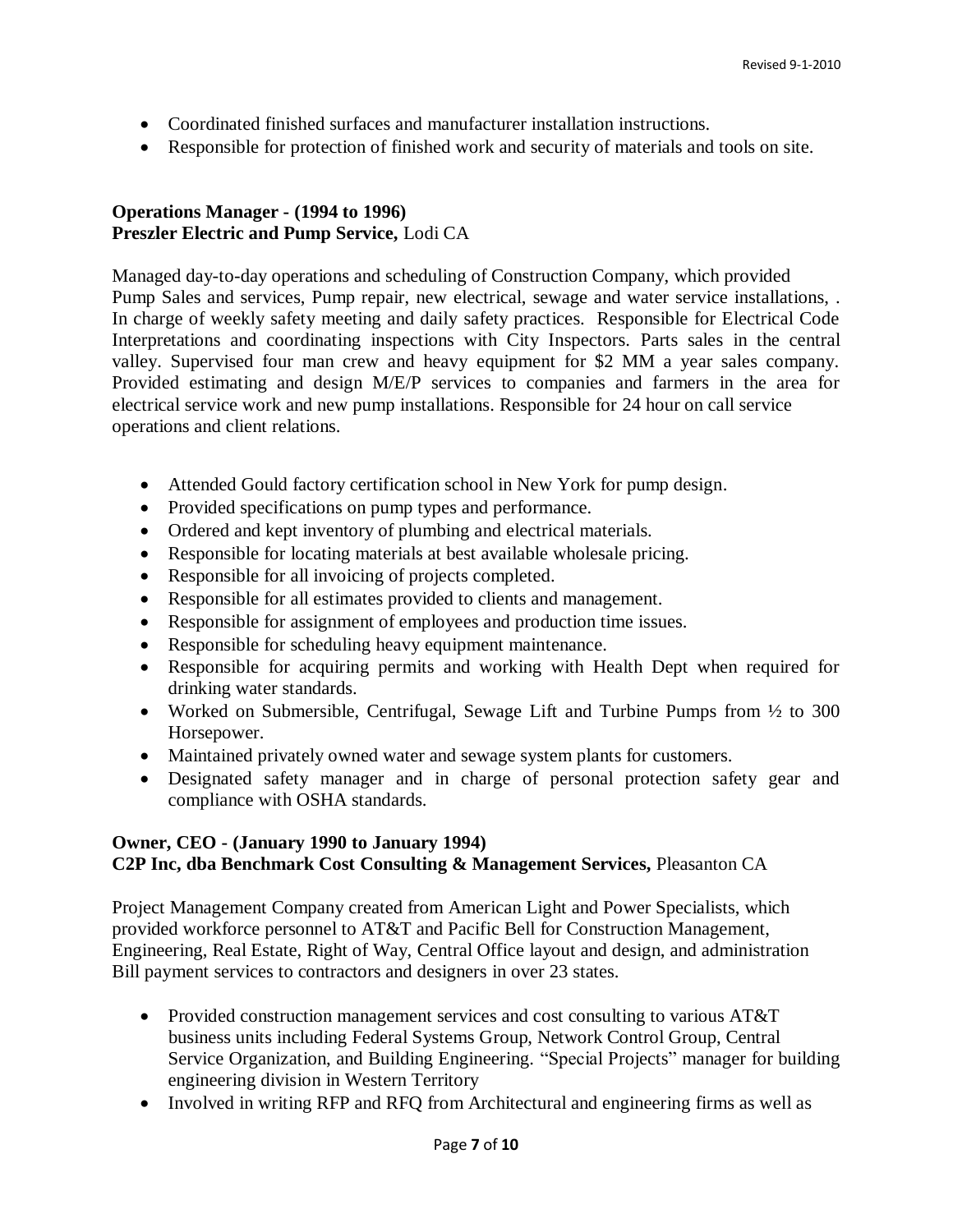- Coordinated finished surfaces and manufacturer installation instructions.
- Responsible for protection of finished work and security of materials and tools on site.

**Operations Manager - (1994 to 1996)**
**Preszler Electric and Pump Service,** Lodi CA

Managed day-to-day operations and scheduling of Construction Company, which provided Pump Sales and services, Pump repair, new electrical, sewage and water service installations, . In charge of weekly safety meeting and daily safety practices. Responsible for Electrical Code Interpretations and coordinating inspections with City Inspectors. Parts sales in the central valley. Supervised four man crew and heavy equipment for $2 MM a year sales company. Provided estimating and design M/E/P services to companies and farmers in the area for electrical service work and new pump installations. Responsible for 24 hour on call service operations and client relations.

- Attended Gould factory certification school in New York for pump design.
- Provided specifications on pump types and performance.
- Ordered and kept inventory of plumbing and electrical materials.
- Responsible for locating materials at best available wholesale pricing.
- Responsible for all invoicing of projects completed.
- Responsible for all estimates provided to clients and management.
- Responsible for assignment of employees and production time issues.
- Responsible for scheduling heavy equipment maintenance.
- Responsible for acquiring permits and working with Health Dept when required for drinking water standards.
- Worked on Submersible, Centrifugal, Sewage Lift and Turbine Pumps from ½ to 300 Horsepower.
- Maintained privately owned water and sewage system plants for customers.
- Designated safety manager and in charge of personal protection safety gear and compliance with OSHA standards.

**Owner, CEO - (January 1990 to January 1994)**
**C2P Inc, dba Benchmark Cost Consulting & Management Services,** Pleasanton CA

Project Management Company created from American Light and Power Specialists, which provided workforce personnel to AT&T and Pacific Bell for Construction Management, Engineering, Real Estate, Right of Way, Central Office layout and design, and administration Bill payment services to contractors and designers in over 23 states.

- Provided construction management services and cost consulting to various AT&T business units including Federal Systems Group, Network Control Group, Central Service Organization, and Building Engineering. "Special Projects" manager for building engineering division in Western Territory
- Involved in writing RFP and RFQ from Architectural and engineering firms as well as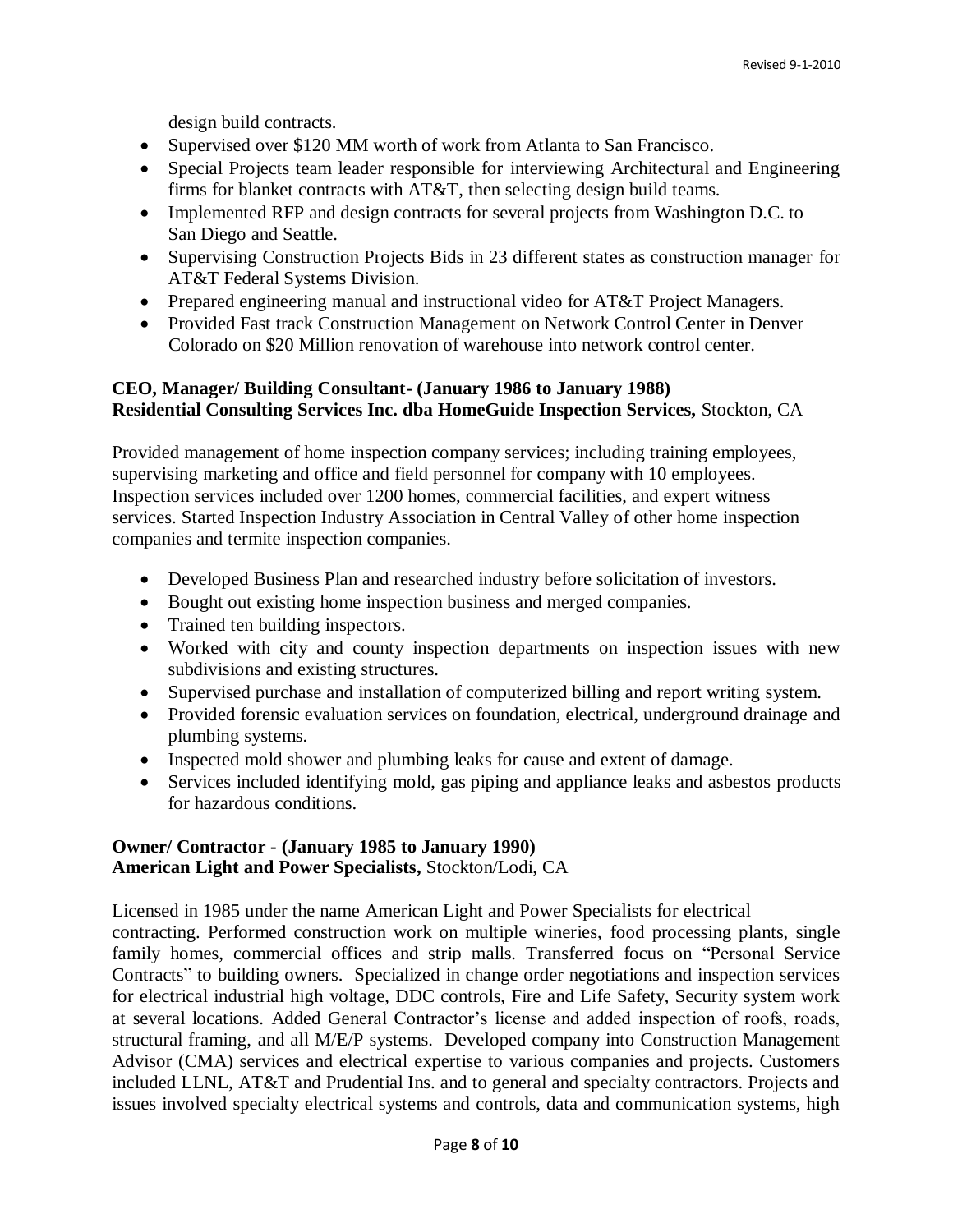design build contracts.

- Supervised over \$120 MM worth of work from Atlanta to San Francisco.
- Special Projects team leader responsible for interviewing Architectural and Engineering firms for blanket contracts with AT&T, then selecting design build teams.
- Implemented RFP and design contracts for several projects from Washington D.C. to San Diego and Seattle.
- Supervising Construction Projects Bids in 23 different states as construction manager for AT&T Federal Systems Division.
- Prepared engineering manual and instructional video for AT&T Project Managers.
- Provided Fast track Construction Management on Network Control Center in Denver Colorado on \$20 Million renovation of warehouse into network control center.

**CEO, Manager/ Building Consultant- (January 1986 to January 1988)**
**Residential Consulting Services Inc. dba HomeGuide Inspection Services,** Stockton, CA

Provided management of home inspection company services; including training employees, supervising marketing and office and field personnel for company with 10 employees. Inspection services included over 1200 homes, commercial facilities, and expert witness services. Started Inspection Industry Association in Central Valley of other home inspection companies and termite inspection companies.

- Developed Business Plan and researched industry before solicitation of investors.
- Bought out existing home inspection business and merged companies.
- Trained ten building inspectors.
- Worked with city and county inspection departments on inspection issues with new subdivisions and existing structures.
- Supervised purchase and installation of computerized billing and report writing system.
- Provided forensic evaluation services on foundation, electrical, underground drainage and plumbing systems.
- Inspected mold shower and plumbing leaks for cause and extent of damage.
- Services included identifying mold, gas piping and appliance leaks and asbestos products for hazardous conditions.

**Owner/ Contractor - (January 1985 to January 1990)**
**American Light and Power Specialists,** Stockton/Lodi, CA

Licensed in 1985 under the name American Light and Power Specialists for electrical contracting. Performed construction work on multiple wineries, food processing plants, single family homes, commercial offices and strip malls. Transferred focus on "Personal Service Contracts" to building owners. Specialized in change order negotiations and inspection services for electrical industrial high voltage, DDC controls, Fire and Life Safety, Security system work at several locations. Added General Contractor's license and added inspection of roofs, roads, structural framing, and all M/E/P systems. Developed company into Construction Management Advisor (CMA) services and electrical expertise to various companies and projects. Customers included LLNL, AT&T and Prudential Ins. and to general and specialty contractors. Projects and issues involved specialty electrical systems and controls, data and communication systems, high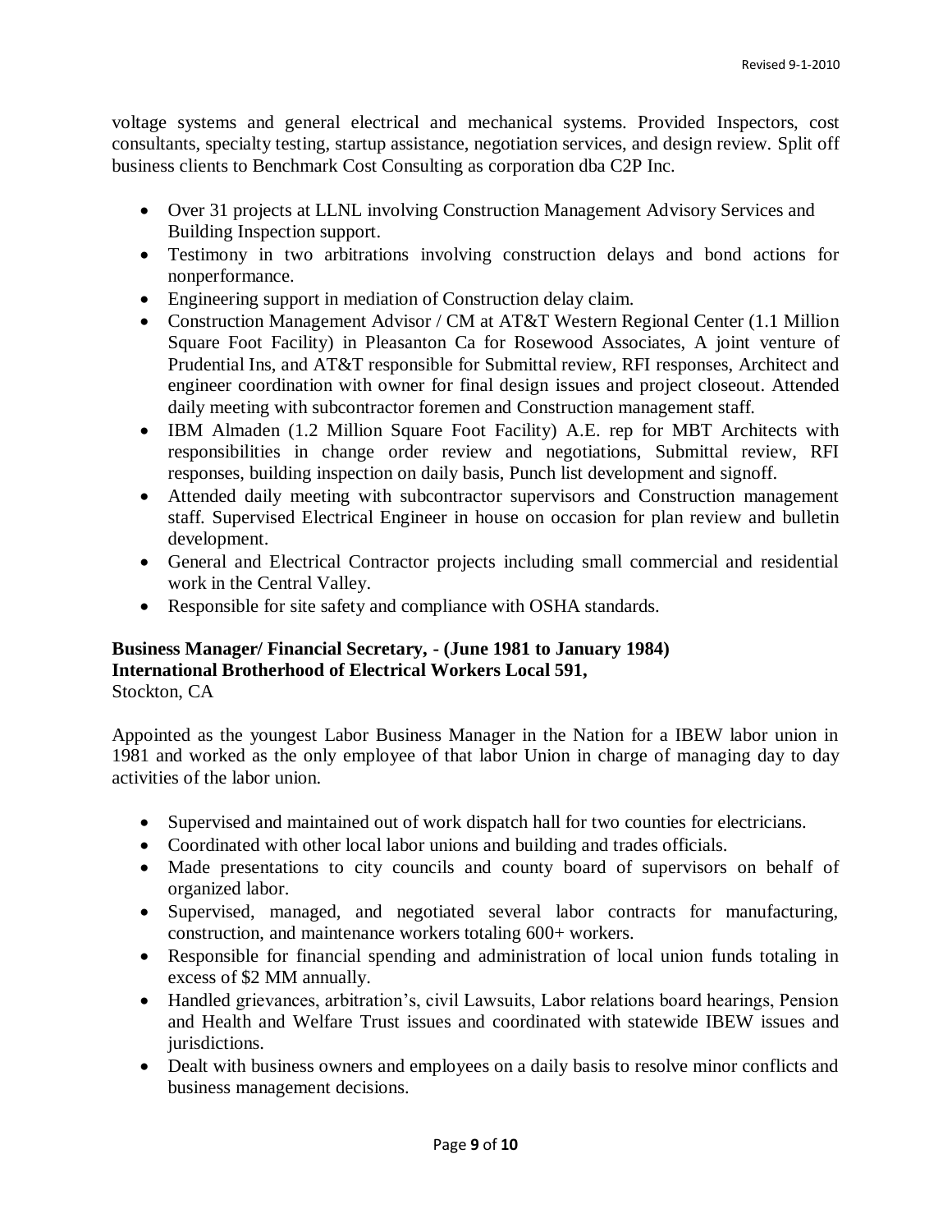voltage systems and general electrical and mechanical systems. Provided Inspectors, cost consultants, specialty testing, startup assistance, negotiation services, and design review. Split off business clients to Benchmark Cost Consulting as corporation dba C2P Inc.

- Over 31 projects at LLNL involving Construction Management Advisory Services and Building Inspection support.
- Testimony in two arbitrations involving construction delays and bond actions for nonperformance.
- Engineering support in mediation of Construction delay claim.
- Construction Management Advisor / CM at AT&T Western Regional Center (1.1 Million Square Foot Facility) in Pleasanton Ca for Rosewood Associates, A joint venture of Prudential Ins, and AT&T responsible for Submittal review, RFI responses, Architect and engineer coordination with owner for final design issues and project closeout. Attended daily meeting with subcontractor foremen and Construction management staff.
- IBM Almaden (1.2 Million Square Foot Facility) A.E. rep for MBT Architects with responsibilities in change order review and negotiations, Submittal review, RFI responses, building inspection on daily basis, Punch list development and signoff.
- Attended daily meeting with subcontractor supervisors and Construction management staff. Supervised Electrical Engineer in house on occasion for plan review and bulletin development.
- General and Electrical Contractor projects including small commercial and residential work in the Central Valley.
- Responsible for site safety and compliance with OSHA standards.

**Business Manager/ Financial Secretary, - (June 1981 to January 1984)**
**International Brotherhood of Electrical Workers Local 591,**
Stockton, CA

Appointed as the youngest Labor Business Manager in the Nation for a IBEW labor union in 1981 and worked as the only employee of that labor Union in charge of managing day to day activities of the labor union.

- Supervised and maintained out of work dispatch hall for two counties for electricians.
- Coordinated with other local labor unions and building and trades officials.
- Made presentations to city councils and county board of supervisors on behalf of organized labor.
- Supervised, managed, and negotiated several labor contracts for manufacturing, construction, and maintenance workers totaling 600+ workers.
- Responsible for financial spending and administration of local union funds totaling in excess of $2 MM annually.
- Handled grievances, arbitration's, civil Lawsuits, Labor relations board hearings, Pension and Health and Welfare Trust issues and coordinated with statewide IBEW issues and jurisdictions.
- Dealt with business owners and employees on a daily basis to resolve minor conflicts and business management decisions.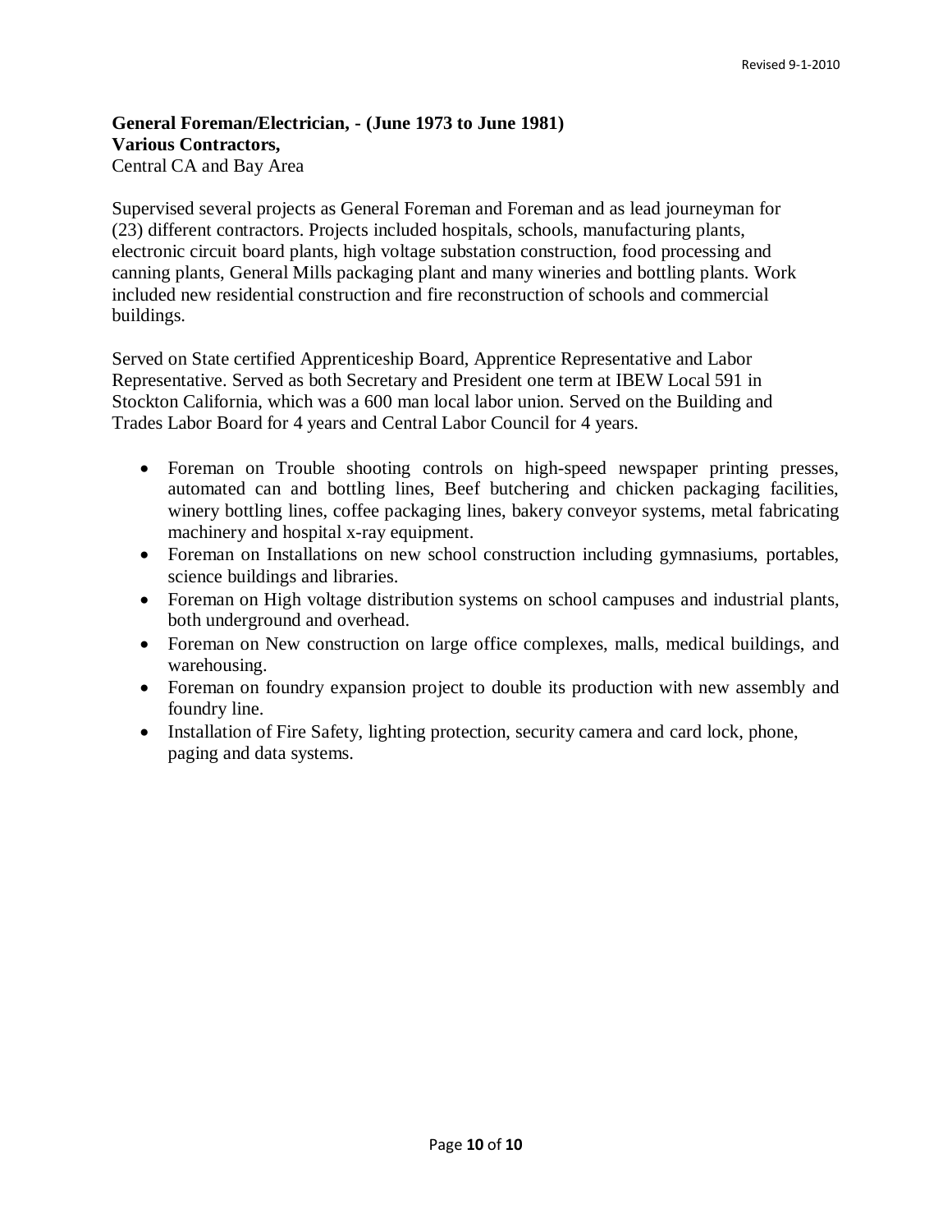**General Foreman/Electrician, - (June 1973 to June 1981)**
**Various Contractors,**
Central CA and Bay Area

Supervised several projects as General Foreman and Foreman and as lead journeyman for (23) different contractors. Projects included hospitals, schools, manufacturing plants, electronic circuit board plants, high voltage substation construction, food processing and canning plants, General Mills packaging plant and many wineries and bottling plants. Work included new residential construction and fire reconstruction of schools and commercial buildings.

Served on State certified Apprenticeship Board, Apprentice Representative and Labor Representative. Served as both Secretary and President one term at IBEW Local 591 in Stockton California, which was a 600 man local labor union. Served on the Building and Trades Labor Board for 4 years and Central Labor Council for 4 years.

- Foreman on Trouble shooting controls on high-speed newspaper printing presses, automated can and bottling lines, Beef butchering and chicken packaging facilities, winery bottling lines, coffee packaging lines, bakery conveyor systems, metal fabricating machinery and hospital x-ray equipment.
- Foreman on Installations on new school construction including gymnasiums, portables, science buildings and libraries.
- Foreman on High voltage distribution systems on school campuses and industrial plants, both underground and overhead.
- Foreman on New construction on large office complexes, malls, medical buildings, and warehousing.
- Foreman on foundry expansion project to double its production with new assembly and foundry line.
- Installation of Fire Safety, lighting protection, security camera and card lock, phone, paging and data systems.